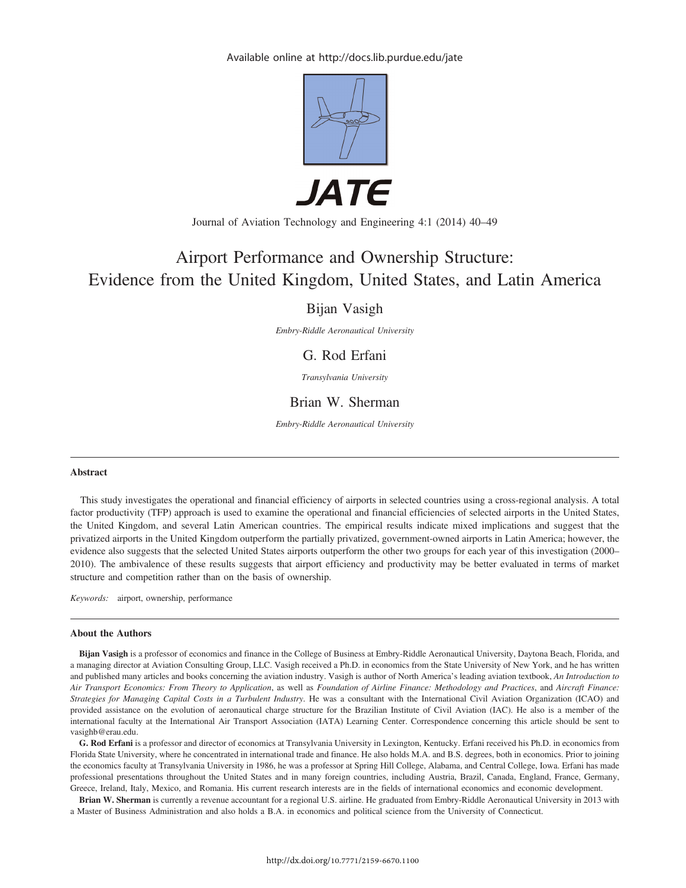Available online at http://docs.lib.purdue.edu/jate

JATE

Journal of Aviation Technology and Engineering 4:1 (2014) 40–49

# Airport Performance and Ownership Structure: Evidence from the United Kingdom, United States, and Latin America

Bijan Vasigh

*Embry-Riddle Aeronautical University*

G. Rod Erfani

*Transylvania University*

Brian W. Sherman

*Embry-Riddle Aeronautical University*

## Abstract

This study investigates the operational and financial efficiency of airports in selected countries using a cross-regional analysis. A total factor productivity (TFP) approach is used to examine the operational and financial efficiencies of selected airports in the United States, the United Kingdom, and several Latin American countries. The empirical results indicate mixed implications and suggest that the privatized airports in the United Kingdom outperform the partially privatized, government-owned airports in Latin America; however, the evidence also suggests that the selected United States airports outperform the other two groups for each year of this investigation (2000–2010). The ambivalence of these results suggests that airport efficiency and productivity may be better evaluated in terms of market structure and competition rather than on the basis of ownership.

*Keywords:* airport, ownership, performance

## About the Authors

**Bijan Vasigh** is a professor of economics and finance in the College of Business at Embry-Riddle Aeronautical University, Daytona Beach, Florida, and a managing director at Aviation Consulting Group, LLC. Vasigh received a Ph.D. in economics from the State University of New York, and he has written and published many articles and books concerning the aviation industry. Vasigh is author of North America's leading aviation textbook, *An Introduction to Air Transport Economics: From Theory to Application*, as well as *Foundation of Airline Finance: Methodology and Practices*, and *Aircraft Finance: Strategies for Managing Capital Costs in a Turbulent Industry*. He was a consultant with the International Civil Aviation Organization (ICAO) and provided assistance on the evolution of aeronautical charge structure for the Brazilian Institute of Civil Aviation (IAC). He also is a member of the international faculty at the International Air Transport Association (IATA) Learning Center. Correspondence concerning this article should be sent to vasighb@erau.edu.

**G. Rod Erfani** is a professor and director of economics at Transylvania University in Lexington, Kentucky. Erfani received his Ph.D. in economics from Florida State University, where he concentrated in international trade and finance. He also holds M.A. and B.S. degrees, both in economics. Prior to joining the economics faculty at Transylvania University in 1986, he was a professor at Spring Hill College, Alabama, and Central College, Iowa. Erfani has made professional presentations throughout the United States and in many foreign countries, including Austria, Brazil, Canada, England, France, Germany, Greece, Ireland, Italy, Mexico, and Romania. His current research interests are in the fields of international economics and economic development.

**Brian W. Sherman** is currently a revenue accountant for a regional U.S. airline. He graduated from Embry-Riddle Aeronautical University in 2013 with a Master of Business Administration and also holds a B.A. in economics and political science from the University of Connecticut.

http://dx.doi.org/10.7771/2159-6670.1100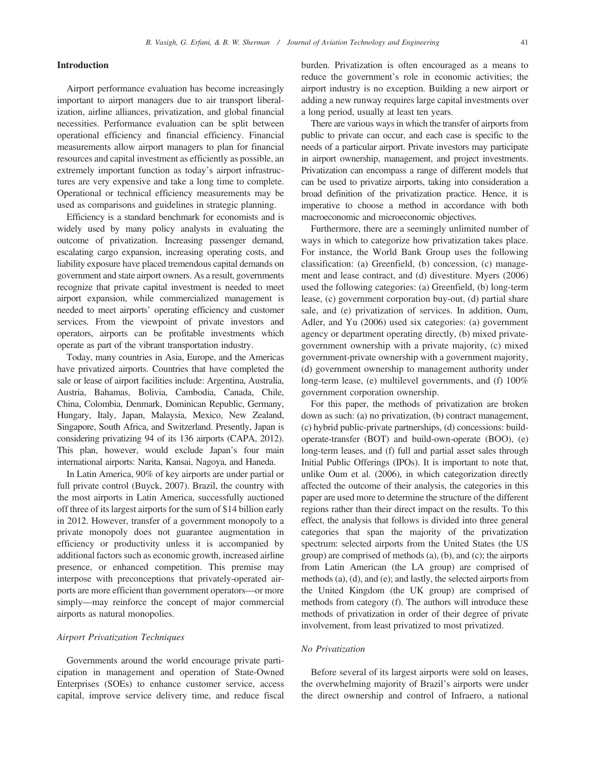## Introduction

Airport performance evaluation has become increasingly important to airport managers due to air transport liberalization, airline alliances, privatization, and global financial necessities. Performance evaluation can be split between operational efficiency and financial efficiency. Financial measurements allow airport managers to plan for financial resources and capital investment as efficiently as possible, an extremely important function as today's airport infrastructures are very expensive and take a long time to complete. Operational or technical efficiency measurements may be used as comparisons and guidelines in strategic planning.

Efficiency is a standard benchmark for economists and is widely used by many policy analysts in evaluating the outcome of privatization. Increasing passenger demand, escalating cargo expansion, increasing operating costs, and liability exposure have placed tremendous capital demands on government and state airport owners. As a result, governments recognize that private capital investment is needed to meet airport expansion, while commercialized management is needed to meet airports' operating efficiency and customer services. From the viewpoint of private investors and operators, airports can be profitable investments which operate as part of the vibrant transportation industry.

Today, many countries in Asia, Europe, and the Americas have privatized airports. Countries that have completed the sale or lease of airport facilities include: Argentina, Australia, Austria, Bahamas, Bolivia, Cambodia, Canada, Chile, China, Colombia, Denmark, Dominican Republic, Germany, Hungary, Italy, Japan, Malaysia, Mexico, New Zealand, Singapore, South Africa, and Switzerland. Presently, Japan is considering privatizing 94 of its 136 airports (CAPA, 2012). This plan, however, would exclude Japan's four main international airports: Narita, Kansai, Nagoya, and Haneda.

In Latin America, 90% of key airports are under partial or full private control (Buyck, 2007). Brazil, the country with the most airports in Latin America, successfully auctioned off three of its largest airports for the sum of $14 billion early in 2012. However, transfer of a government monopoly to a private monopoly does not guarantee augmentation in efficiency or productivity unless it is accompanied by additional factors such as economic growth, increased airline presence, or enhanced competition. This premise may interpose with preconceptions that privately-operated airports are more efficient than government operators—or more simply—may reinforce the concept of major commercial airports as natural monopolies.

### *Airport Privatization Techniques*

Governments around the world encourage private participation in management and operation of State-Owned Enterprises (SOEs) to enhance customer service, access capital, improve service delivery time, and reduce fiscal burden. Privatization is often encouraged as a means to reduce the government's role in economic activities; the airport industry is no exception. Building a new airport or adding a new runway requires large capital investments over a long period, usually at least ten years.

There are various ways in which the transfer of airports from public to private can occur, and each case is specific to the needs of a particular airport. Private investors may participate in airport ownership, management, and project investments. Privatization can encompass a range of different models that can be used to privatize airports, taking into consideration a broad definition of the privatization practice. Hence, it is imperative to choose a method in accordance with both macroeconomic and microeconomic objectives.

Furthermore, there are a seemingly unlimited number of ways in which to categorize how privatization takes place. For instance, the World Bank Group uses the following classification: (a) Greenfield, (b) concession, (c) management and lease contract, and (d) divestiture. Myers (2006) used the following categories: (a) Greenfield, (b) long-term lease, (c) government corporation buy-out, (d) partial share sale, and (e) privatization of services. In addition, Oum, Adler, and Yu (2006) used six categories: (a) government agency or department operating directly, (b) mixed private-government ownership with a private majority, (c) mixed government-private ownership with a government majority, (d) government ownership to management authority under long-term lease, (e) multilevel governments, and (f) 100% government corporation ownership.

For this paper, the methods of privatization are broken down as such: (a) no privatization, (b) contract management, (c) hybrid public-private partnerships, (d) concessions: build-operate-transfer (BOT) and build-own-operate (BOO), (e) long-term leases, and (f) full and partial asset sales through Initial Public Offerings (IPOs). It is important to note that, unlike Oum et al. (2006), in which categorization directly affected the outcome of their analysis, the categories in this paper are used more to determine the structure of the different regions rather than their direct impact on the results. To this effect, the analysis that follows is divided into three general categories that span the majority of the privatization spectrum: selected airports from the United States (the US group) are comprised of methods (a), (b), and (c); the airports from Latin American (the LA group) are comprised of methods (a), (d), and (e); and lastly, the selected airports from the United Kingdom (the UK group) are comprised of methods from category (f). The authors will introduce these methods of privatization in order of their degree of private involvement, from least privatized to most privatized.

### *No Privatization*

Before several of its largest airports were sold on leases, the overwhelming majority of Brazil's airports were under the direct ownership and control of Infraero, a national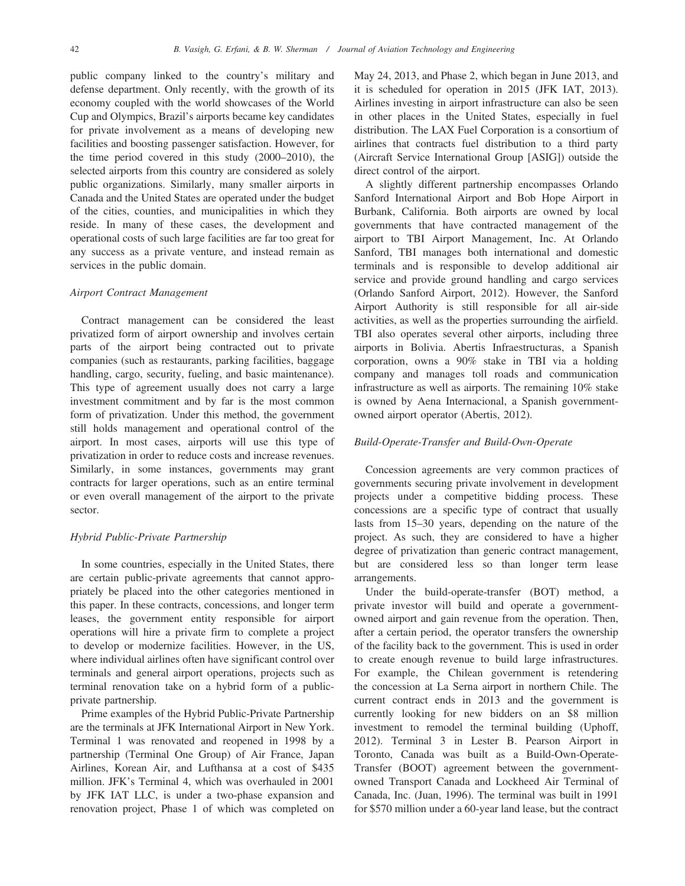public company linked to the country's military and defense department. Only recently, with the growth of its economy coupled with the world showcases of the World Cup and Olympics, Brazil's airports became key candidates for private involvement as a means of developing new facilities and boosting passenger satisfaction. However, for the time period covered in this study (2000–2010), the selected airports from this country are considered as solely public organizations. Similarly, many smaller airports in Canada and the United States are operated under the budget of the cities, counties, and municipalities in which they reside. In many of these cases, the development and operational costs of such large facilities are far too great for any success as a private venture, and instead remain as services in the public domain.

### *Airport Contract Management*

Contract management can be considered the least privatized form of airport ownership and involves certain parts of the airport being contracted out to private companies (such as restaurants, parking facilities, baggage handling, cargo, security, fueling, and basic maintenance). This type of agreement usually does not carry a large investment commitment and by far is the most common form of privatization. Under this method, the government still holds management and operational control of the airport. In most cases, airports will use this type of privatization in order to reduce costs and increase revenues. Similarly, in some instances, governments may grant contracts for larger operations, such as an entire terminal or even overall management of the airport to the private sector.

### *Hybrid Public-Private Partnership*

In some countries, especially in the United States, there are certain public-private agreements that cannot appropriately be placed into the other categories mentioned in this paper. In these contracts, concessions, and longer term leases, the government entity responsible for airport operations will hire a private firm to complete a project to develop or modernize facilities. However, in the US, where individual airlines often have significant control over terminals and general airport operations, projects such as terminal renovation take on a hybrid form of a public-private partnership.

Prime examples of the Hybrid Public-Private Partnership are the terminals at JFK International Airport in New York. Terminal 1 was renovated and reopened in 1998 by a partnership (Terminal One Group) of Air France, Japan Airlines, Korean Air, and Lufthansa at a cost of $435 million. JFK's Terminal 4, which was overhauled in 2001 by JFK IAT LLC, is under a two-phase expansion and renovation project, Phase 1 of which was completed on May 24, 2013, and Phase 2, which began in June 2013, and it is scheduled for operation in 2015 (JFK IAT, 2013). Airlines investing in airport infrastructure can also be seen in other places in the United States, especially in fuel distribution. The LAX Fuel Corporation is a consortium of airlines that contracts fuel distribution to a third party (Aircraft Service International Group [ASIG]) outside the direct control of the airport.

A slightly different partnership encompasses Orlando Sanford International Airport and Bob Hope Airport in Burbank, California. Both airports are owned by local governments that have contracted management of the airport to TBI Airport Management, Inc. At Orlando Sanford, TBI manages both international and domestic terminals and is responsible to develop additional air service and provide ground handling and cargo services (Orlando Sanford Airport, 2012). However, the Sanford Airport Authority is still responsible for all air-side activities, as well as the properties surrounding the airfield. TBI also operates several other airports, including three airports in Bolivia. Abertis Infraestructuras, a Spanish corporation, owns a 90% stake in TBI via a holding company and manages toll roads and communication infrastructure as well as airports. The remaining 10% stake is owned by Aena Internacional, a Spanish government-owned airport operator (Abertis, 2012).

### *Build-Operate-Transfer and Build-Own-Operate*

Concession agreements are very common practices of governments securing private involvement in development projects under a competitive bidding process. These concessions are a specific type of contract that usually lasts from 15–30 years, depending on the nature of the project. As such, they are considered to have a higher degree of privatization than generic contract management, but are considered less so than longer term lease arrangements.

Under the build-operate-transfer (BOT) method, a private investor will build and operate a government-owned airport and gain revenue from the operation. Then, after a certain period, the operator transfers the ownership of the facility back to the government. This is used in order to create enough revenue to build large infrastructures. For example, the Chilean government is retendering the concession at La Serna airport in northern Chile. The current contract ends in 2013 and the government is currently looking for new bidders on an $8 million investment to remodel the terminal building (Uphoff, 2012). Terminal 3 in Lester B. Pearson Airport in Toronto, Canada was built as a Build-Own-Operate-Transfer (BOOT) agreement between the government-owned Transport Canada and Lockheed Air Terminal of Canada, Inc. (Juan, 1996). The terminal was built in 1991 for $570 million under a 60-year land lease, but the contract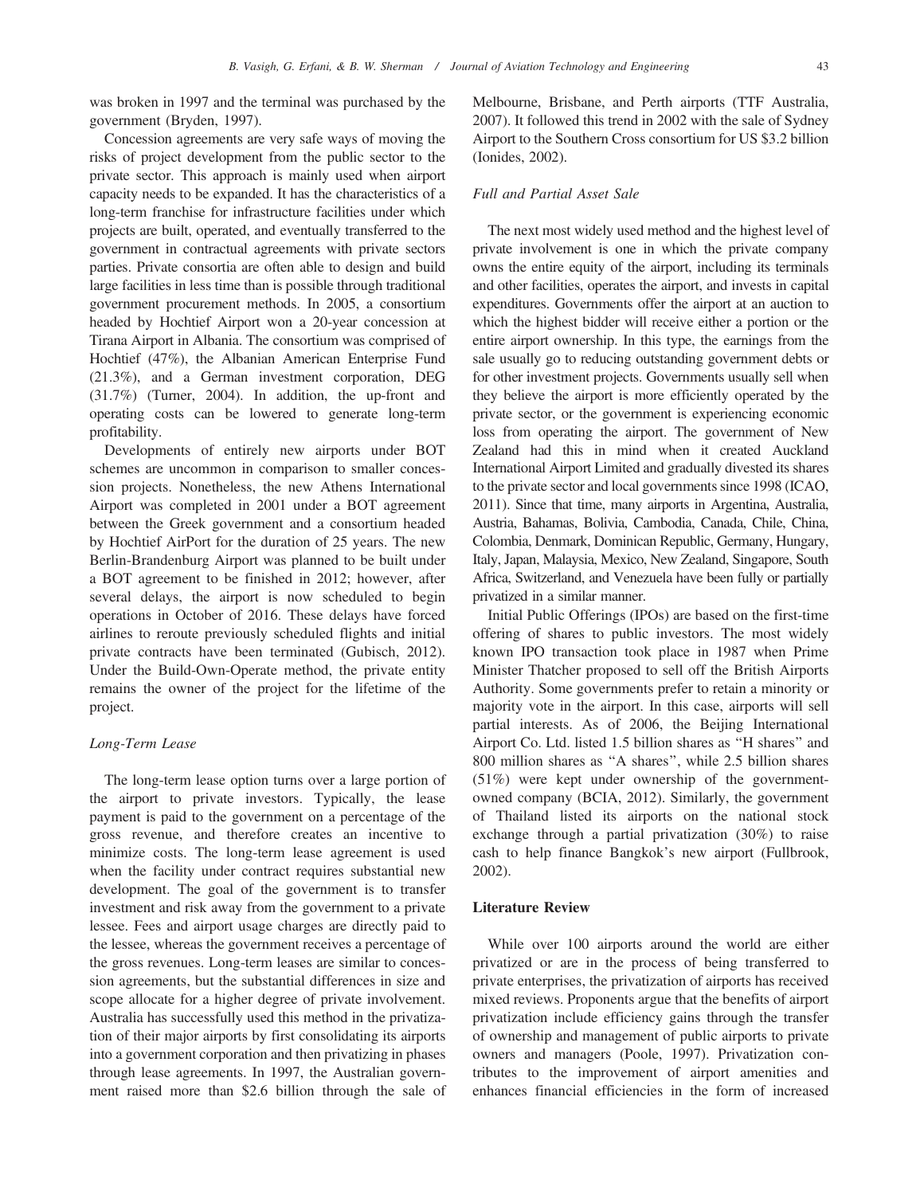was broken in 1997 and the terminal was purchased by the government (Bryden, 1997).

Concession agreements are very safe ways of moving the risks of project development from the public sector to the private sector. This approach is mainly used when airport capacity needs to be expanded. It has the characteristics of a long-term franchise for infrastructure facilities under which projects are built, operated, and eventually transferred to the government in contractual agreements with private sectors parties. Private consortia are often able to design and build large facilities in less time than is possible through traditional government procurement methods. In 2005, a consortium headed by Hochtief Airport won a 20-year concession at Tirana Airport in Albania. The consortium was comprised of Hochtief (47%), the Albanian American Enterprise Fund (21.3%), and a German investment corporation, DEG (31.7%) (Turner, 2004). In addition, the up-front and operating costs can be lowered to generate long-term profitability.

Developments of entirely new airports under BOT schemes are uncommon in comparison to smaller concession projects. Nonetheless, the new Athens International Airport was completed in 2001 under a BOT agreement between the Greek government and a consortium headed by Hochtief AirPort for the duration of 25 years. The new Berlin-Brandenburg Airport was planned to be built under a BOT agreement to be finished in 2012; however, after several delays, the airport is now scheduled to begin operations in October of 2016. These delays have forced airlines to reroute previously scheduled flights and initial private contracts have been terminated (Gubisch, 2012). Under the Build-Own-Operate method, the private entity remains the owner of the project for the lifetime of the project.

### *Long-Term Lease*

The long-term lease option turns over a large portion of the airport to private investors. Typically, the lease payment is paid to the government on a percentage of the gross revenue, and therefore creates an incentive to minimize costs. The long-term lease agreement is used when the facility under contract requires substantial new development. The goal of the government is to transfer investment and risk away from the government to a private lessee. Fees and airport usage charges are directly paid to the lessee, whereas the government receives a percentage of the gross revenues. Long-term leases are similar to concession agreements, but the substantial differences in size and scope allocate for a higher degree of private involvement. Australia has successfully used this method in the privatization of their major airports by first consolidating its airports into a government corporation and then privatizing in phases through lease agreements. In 1997, the Australian government raised more than $2.6 billion through the sale of Melbourne, Brisbane, and Perth airports (TTF Australia, 2007). It followed this trend in 2002 with the sale of Sydney Airport to the Southern Cross consortium for US $3.2 billion (Ionides, 2002).

### *Full and Partial Asset Sale*

The next most widely used method and the highest level of private involvement is one in which the private company owns the entire equity of the airport, including its terminals and other facilities, operates the airport, and invests in capital expenditures. Governments offer the airport at an auction to which the highest bidder will receive either a portion or the entire airport ownership. In this type, the earnings from the sale usually go to reducing outstanding government debts or for other investment projects. Governments usually sell when they believe the airport is more efficiently operated by the private sector, or the government is experiencing economic loss from operating the airport. The government of New Zealand had this in mind when it created Auckland International Airport Limited and gradually divested its shares to the private sector and local governments since 1998 (ICAO, 2011). Since that time, many airports in Argentina, Australia, Austria, Bahamas, Bolivia, Cambodia, Canada, Chile, China, Colombia, Denmark, Dominican Republic, Germany, Hungary, Italy, Japan, Malaysia, Mexico, New Zealand, Singapore, South Africa, Switzerland, and Venezuela have been fully or partially privatized in a similar manner.

Initial Public Offerings (IPOs) are based on the first-time offering of shares to public investors. The most widely known IPO transaction took place in 1987 when Prime Minister Thatcher proposed to sell off the British Airports Authority. Some governments prefer to retain a minority or majority vote in the airport. In this case, airports will sell partial interests. As of 2006, the Beijing International Airport Co. Ltd. listed 1.5 billion shares as "H shares" and 800 million shares as "A shares", while 2.5 billion shares (51%) were kept under ownership of the government-owned company (BCIA, 2012). Similarly, the government of Thailand listed its airports on the national stock exchange through a partial privatization (30%) to raise cash to help finance Bangkok's new airport (Fullbrook, 2002).

## Literature Review

While over 100 airports around the world are either privatized or are in the process of being transferred to private enterprises, the privatization of airports has received mixed reviews. Proponents argue that the benefits of airport privatization include efficiency gains through the transfer of ownership and management of public airports to private owners and managers (Poole, 1997). Privatization contributes to the improvement of airport amenities and enhances financial efficiencies in the form of increased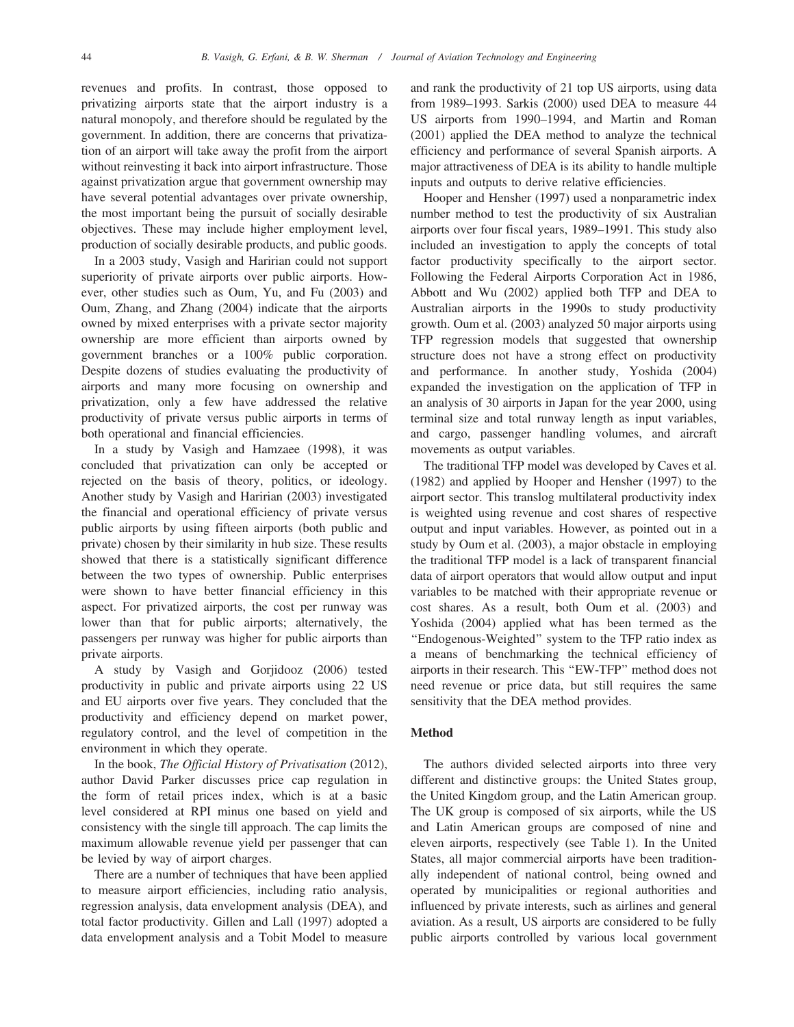revenues and profits. In contrast, those opposed to privatizing airports state that the airport industry is a natural monopoly, and therefore should be regulated by the government. In addition, there are concerns that privatization of an airport will take away the profit from the airport without reinvesting it back into airport infrastructure. Those against privatization argue that government ownership may have several potential advantages over private ownership, the most important being the pursuit of socially desirable objectives. These may include higher employment level, production of socially desirable products, and public goods.

In a 2003 study, Vasigh and Haririan could not support superiority of private airports over public airports. However, other studies such as Oum, Yu, and Fu (2003) and Oum, Zhang, and Zhang (2004) indicate that the airports owned by mixed enterprises with a private sector majority ownership are more efficient than airports owned by government branches or a 100% public corporation. Despite dozens of studies evaluating the productivity of airports and many more focusing on ownership and privatization, only a few have addressed the relative productivity of private versus public airports in terms of both operational and financial efficiencies.

In a study by Vasigh and Hamzaee (1998), it was concluded that privatization can only be accepted or rejected on the basis of theory, politics, or ideology. Another study by Vasigh and Haririan (2003) investigated the financial and operational efficiency of private versus public airports by using fifteen airports (both public and private) chosen by their similarity in hub size. These results showed that there is a statistically significant difference between the two types of ownership. Public enterprises were shown to have better financial efficiency in this aspect. For privatized airports, the cost per runway was lower than that for public airports; alternatively, the passengers per runway was higher for public airports than private airports.

A study by Vasigh and Gorjidooz (2006) tested productivity in public and private airports using 22 US and EU airports over five years. They concluded that the productivity and efficiency depend on market power, regulatory control, and the level of competition in the environment in which they operate.

In the book, *The Official History of Privatisation* (2012), author David Parker discusses price cap regulation in the form of retail prices index, which is at a basic level considered at RPI minus one based on yield and consistency with the single till approach. The cap limits the maximum allowable revenue yield per passenger that can be levied by way of airport charges.

There are a number of techniques that have been applied to measure airport efficiencies, including ratio analysis, regression analysis, data envelopment analysis (DEA), and total factor productivity. Gillen and Lall (1997) adopted a data envelopment analysis and a Tobit Model to measure and rank the productivity of 21 top US airports, using data from 1989–1993. Sarkis (2000) used DEA to measure 44 US airports from 1990–1994, and Martin and Roman (2001) applied the DEA method to analyze the technical efficiency and performance of several Spanish airports. A major attractiveness of DEA is its ability to handle multiple inputs and outputs to derive relative efficiencies.

Hooper and Hensher (1997) used a nonparametric index number method to test the productivity of six Australian airports over four fiscal years, 1989–1991. This study also included an investigation to apply the concepts of total factor productivity specifically to the airport sector. Following the Federal Airports Corporation Act in 1986, Abbott and Wu (2002) applied both TFP and DEA to Australian airports in the 1990s to study productivity growth. Oum et al. (2003) analyzed 50 major airports using TFP regression models that suggested that ownership structure does not have a strong effect on productivity and performance. In another study, Yoshida (2004) expanded the investigation on the application of TFP in an analysis of 30 airports in Japan for the year 2000, using terminal size and total runway length as input variables, and cargo, passenger handling volumes, and aircraft movements as output variables.

The traditional TFP model was developed by Caves et al. (1982) and applied by Hooper and Hensher (1997) to the airport sector. This translog multilateral productivity index is weighted using revenue and cost shares of respective output and input variables. However, as pointed out in a study by Oum et al. (2003), a major obstacle in employing the traditional TFP model is a lack of transparent financial data of airport operators that would allow output and input variables to be matched with their appropriate revenue or cost shares. As a result, both Oum et al. (2003) and Yoshida (2004) applied what has been termed as the "Endogenous-Weighted" system to the TFP ratio index as a means of benchmarking the technical efficiency of airports in their research. This "EW-TFP" method does not need revenue or price data, but still requires the same sensitivity that the DEA method provides.

## Method

The authors divided selected airports into three very different and distinctive groups: the United States group, the United Kingdom group, and the Latin American group. The UK group is composed of six airports, while the US and Latin American groups are composed of nine and eleven airports, respectively (see Table 1). In the United States, all major commercial airports have been traditionally independent of national control, being owned and operated by municipalities or regional authorities and influenced by private interests, such as airlines and general aviation. As a result, US airports are considered to be fully public airports controlled by various local government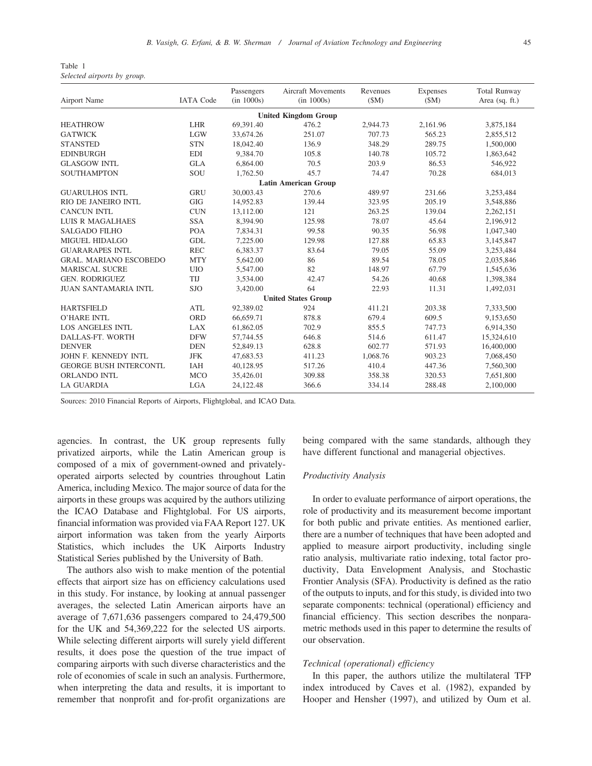Table 1
*Selected airports by group.*

| Airport Name | IATA Code | Passengers (in 1000s) | Aircraft Movements (in 1000s) | Revenues ($M) | Expenses ($M) | Total Runway Area (sq. ft.) |
|---|---|---|---|---|---|---|
| **United Kingdom Group** | | | | | | |
| HEATHROW | LHR | 69,391.40 | 476.2 | 2,944.73 | 2,161.96 | 3,875,184 |
| GATWICK | LGW | 33,674.26 | 251.07 | 707.73 | 565.23 | 2,855,512 |
| STANSTED | STN | 18,042.40 | 136.9 | 348.29 | 289.75 | 1,500,000 |
| EDINBURGH | EDI | 9,384.70 | 105.8 | 140.78 | 105.72 | 1,863,642 |
| GLASGOW INTL | GLA | 6,864.00 | 70.5 | 203.9 | 86.53 | 546,922 |
| SOUTHAMPTON | SOU | 1,762.50 | 45.7 | 74.47 | 70.28 | 684,013 |
| **Latin American Group** | | | | | | |
| GUARULHOS INTL | GRU | 30,003.43 | 270.6 | 489.97 | 231.66 | 3,253,484 |
| RIO DE JANEIRO INTL | GIG | 14,952.83 | 139.44 | 323.95 | 205.19 | 3,548,886 |
| CANCUN INTL | CUN | 13,112.00 | 121 | 263.25 | 139.04 | 2,262,151 |
| LUIS R MAGALHAES | SSA | 8,394.90 | 125.98 | 78.07 | 45.64 | 2,196,912 |
| SALGADO FILHO | POA | 7,834.31 | 99.58 | 90.35 | 56.98 | 1,047,340 |
| MIGUEL HIDALGO | GDL | 7,225.00 | 129.98 | 127.88 | 65.83 | 3,145,847 |
| GUARARAPES INTL | REC | 6,383.37 | 83.64 | 79.05 | 55.09 | 3,253,484 |
| GRAL. MARIANO ESCOBEDO | MTY | 5,642.00 | 86 | 89.54 | 78.05 | 2,035,846 |
| MARISCAL SUCRE | UIO | 5,547.00 | 82 | 148.97 | 67.79 | 1,545,636 |
| GEN. RODRIGUEZ | TIJ | 3,534.00 | 42.47 | 54.26 | 40.68 | 1,398,384 |
| JUAN SANTAMARIA INTL | SJO | 3,420.00 | 64 | 22.93 | 11.31 | 1,492,031 |
| **United States Group** | | | | | | |
| HARTSFIELD | ATL | 92,389.02 | 924 | 411.21 | 203.38 | 7,333,500 |
| O'HARE INTL | ORD | 66,659.71 | 878.8 | 679.4 | 609.5 | 9,153,650 |
| LOS ANGELES INTL | LAX | 61,862.05 | 702.9 | 855.5 | 747.73 | 6,914,350 |
| DALLAS-FT. WORTH | DFW | 57,744.55 | 646.8 | 514.6 | 611.47 | 15,324,610 |
| DENVER | DEN | 52,849.13 | 628.8 | 602.77 | 571.93 | 16,400,000 |
| JOHN F. KENNEDY INTL | JFK | 47,683.53 | 411.23 | 1,068.76 | 903.23 | 7,068,450 |
| GEORGE BUSH INTERCONTL | IAH | 40,128.95 | 517.26 | 410.4 | 447.36 | 7,560,300 |
| ORLANDO INTL | MCO | 35,426.01 | 309.88 | 358.38 | 320.53 | 7,651,800 |
| LA GUARDIA | LGA | 24,122.48 | 366.6 | 334.14 | 288.48 | 2,100,000 |

Sources: 2010 Financial Reports of Airports, Flightglobal, and ICAO Data.

agencies. In contrast, the UK group represents fully privatized airports, while the Latin American group is composed of a mix of government-owned and privately-operated airports selected by countries throughout Latin America, including Mexico. The major source of data for the airports in these groups was acquired by the authors utilizing the ICAO Database and Flightglobal. For US airports, financial information was provided via FAA Report 127. UK airport information was taken from the yearly Airports Statistics, which includes the UK Airports Industry Statistical Series published by the University of Bath.

The authors also wish to make mention of the potential effects that airport size has on efficiency calculations used in this study. For instance, by looking at annual passenger averages, the selected Latin American airports have an average of 7,671,636 passengers compared to 24,479,500 for the UK and 54,369,222 for the selected US airports. While selecting different airports will surely yield different results, it does pose the question of the true impact of comparing airports with such diverse characteristics and the role of economies of scale in such an analysis. Furthermore, when interpreting the data and results, it is important to remember that nonprofit and for-profit organizations are being compared with the same standards, although they have different functional and managerial objectives.

### *Productivity Analysis*

In order to evaluate performance of airport operations, the role of productivity and its measurement become important for both public and private entities. As mentioned earlier, there are a number of techniques that have been adopted and applied to measure airport productivity, including single ratio analysis, multivariate ratio indexing, total factor productivity, Data Envelopment Analysis, and Stochastic Frontier Analysis (SFA). Productivity is defined as the ratio of the outputs to inputs, and for this study, is divided into two separate components: technical (operational) efficiency and financial efficiency. This section describes the nonparametric methods used in this paper to determine the results of our observation.

#### *Technical (operational) efficiency*

In this paper, the authors utilize the multilateral TFP index introduced by Caves et al. (1982), expanded by Hooper and Hensher (1997), and utilized by Oum et al.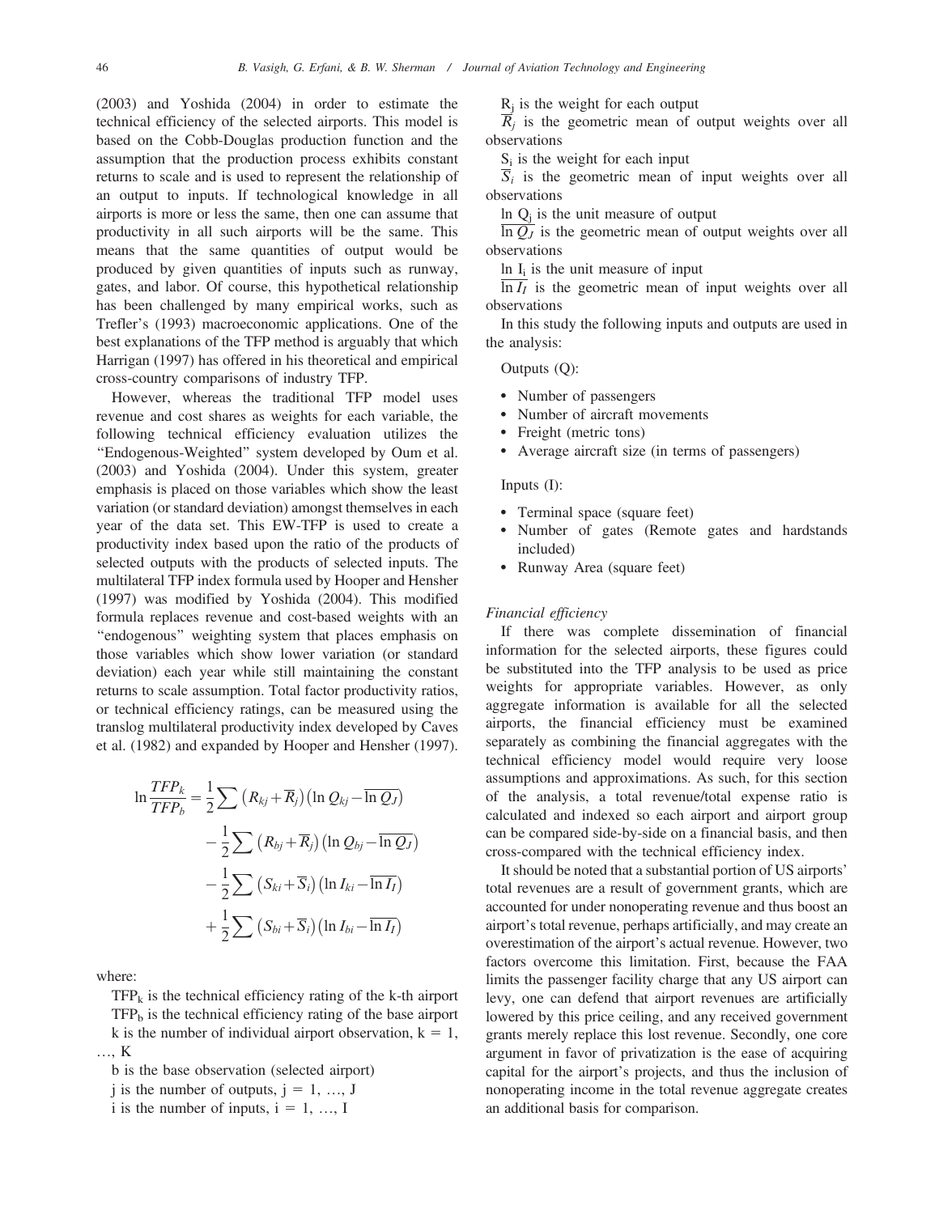(2003) and Yoshida (2004) in order to estimate the technical efficiency of the selected airports. This model is based on the Cobb-Douglas production function and the assumption that the production process exhibits constant returns to scale and is used to represent the relationship of an output to inputs. If technological knowledge in all airports is more or less the same, then one can assume that productivity in all such airports will be the same. This means that the same quantities of output would be produced by given quantities of inputs such as runway, gates, and labor. Of course, this hypothetical relationship has been challenged by many empirical works, such as Trefler's (1993) macroeconomic applications. One of the best explanations of the TFP method is arguably that which Harrigan (1997) has offered in his theoretical and empirical cross-country comparisons of industry TFP.

However, whereas the traditional TFP model uses revenue and cost shares as weights for each variable, the following technical efficiency evaluation utilizes the "Endogenous-Weighted" system developed by Oum et al. (2003) and Yoshida (2004). Under this system, greater emphasis is placed on those variables which show the least variation (or standard deviation) amongst themselves in each year of the data set. This EW-TFP is used to create a productivity index based upon the ratio of the products of selected outputs with the products of selected inputs. The multilateral TFP index formula used by Hooper and Hensher (1997) was modified by Yoshida (2004). This modified formula replaces revenue and cost-based weights with an "endogenous" weighting system that places emphasis on those variables which show lower variation (or standard deviation) each year while still maintaining the constant returns to scale assumption. Total factor productivity ratios, or technical efficiency ratings, can be measured using the translog multilateral productivity index developed by Caves et al. (1982) and expanded by Hooper and Hensher (1997).

$$
\begin{aligned}
\ln \frac{TFP_k}{TFP_b} = & \frac{1}{2}\sum \left(R_{kj}+\overline{R}_j\right)\left(\ln Q_{kj}-\overline{\ln Q_J}\right) \\
& -\frac{1}{2}\sum \left(R_{bj}+\overline{R}_j\right)\left(\ln Q_{bj}-\overline{\ln Q_J}\right) \\
& -\frac{1}{2}\sum \left(S_{ki}+\overline{S}_i\right)\left(\ln I_{ki}-\overline{\ln I_I}\right) \\
& +\frac{1}{2}\sum \left(S_{bi}+\overline{S}_i\right)\left(\ln I_{bi}-\overline{\ln I_I}\right)
\end{aligned}
$$

where:

$TFP_k$ is the technical efficiency rating of the k-th airport

$TFP_b$ is the technical efficiency rating of the base airport

k is the number of individual airport observation, $k = 1, \ldots, K$

b is the base observation (selected airport)

j is the number of outputs, $j = 1, \ldots, J$

i is the number of inputs, $i = 1, \ldots, I$

$R_j$ is the weight for each output

$\overline{R}_j$ is the geometric mean of output weights over all observations

$S_i$ is the weight for each input

$\overline{S}_i$ is the geometric mean of input weights over all observations

$\ln Q_j$ is the unit measure of output

$\overline{\ln Q_J}$ is the geometric mean of output weights over all observations

$\ln I_i$ is the unit measure of input

$\overline{\ln I_I}$ is the geometric mean of input weights over all observations

In this study the following inputs and outputs are used in the analysis:

Outputs (Q):

- Number of passengers
- Number of aircraft movements
- Freight (metric tons)
- Average aircraft size (in terms of passengers)

Inputs (I):

- Terminal space (square feet)
- Number of gates (Remote gates and hardstands included)
- Runway Area (square feet)

*Financial efficiency*

If there was complete dissemination of financial information for the selected airports, these figures could be substituted into the TFP analysis to be used as price weights for appropriate variables. However, as only aggregate information is available for all the selected airports, the financial efficiency must be examined separately as combining the financial aggregates with the technical efficiency model would require very loose assumptions and approximations. As such, for this section of the analysis, a total revenue/total expense ratio is calculated and indexed so each airport and airport group can be compared side-by-side on a financial basis, and then cross-compared with the technical efficiency index.

It should be noted that a substantial portion of US airports' total revenues are a result of government grants, which are accounted for under nonoperating revenue and thus boost an airport's total revenue, perhaps artificially, and may create an overestimation of the airport's actual revenue. However, two factors overcome this limitation. First, because the FAA limits the passenger facility charge that any US airport can levy, one can defend that airport revenues are artificially lowered by this price ceiling, and any received government grants merely replace this lost revenue. Secondly, one core argument in favor of privatization is the ease of acquiring capital for the airport's projects, and thus the inclusion of nonoperating income in the total revenue aggregate creates an additional basis for comparison.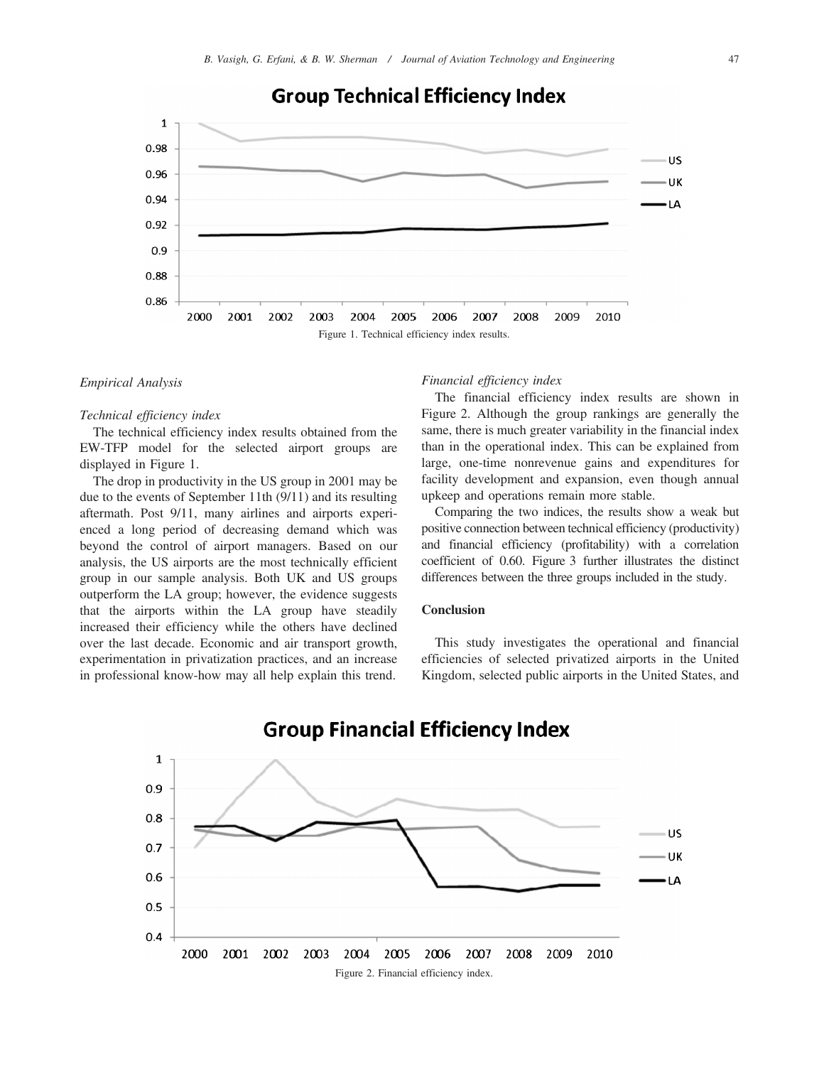Figure 1. Technical efficiency index results.

*Empirical Analysis*

*Technical efficiency index*

The technical efficiency index results obtained from the EW-TFP model for the selected airport groups are displayed in Figure 1.

The drop in productivity in the US group in 2001 may be due to the events of September 11th (9/11) and its resulting aftermath. Post 9/11, many airlines and airports experienced a long period of decreasing demand which was beyond the control of airport managers. Based on our analysis, the US airports are the most technically efficient group in our sample analysis. Both UK and US groups outperform the LA group; however, the evidence suggests that the airports within the LA group have steadily increased their efficiency while the others have declined over the last decade. Economic and air transport growth, experimentation in privatization practices, and an increase in professional know-how may all help explain this trend.

*Financial efficiency index*

The financial efficiency index results are shown in Figure 2. Although the group rankings are generally the same, there is much greater variability in the financial index than in the operational index. This can be explained from large, one-time nonrevenue gains and expenditures for facility development and expansion, even though annual upkeep and operations remain more stable.

Comparing the two indices, the results show a weak but positive connection between technical efficiency (productivity) and financial efficiency (profitability) with a correlation coefficient of 0.60. Figure 3 further illustrates the distinct differences between the three groups included in the study.

**Conclusion**

This study investigates the operational and financial efficiencies of selected privatized airports in the United Kingdom, selected public airports in the United States, and

Figure 2. Financial efficiency index.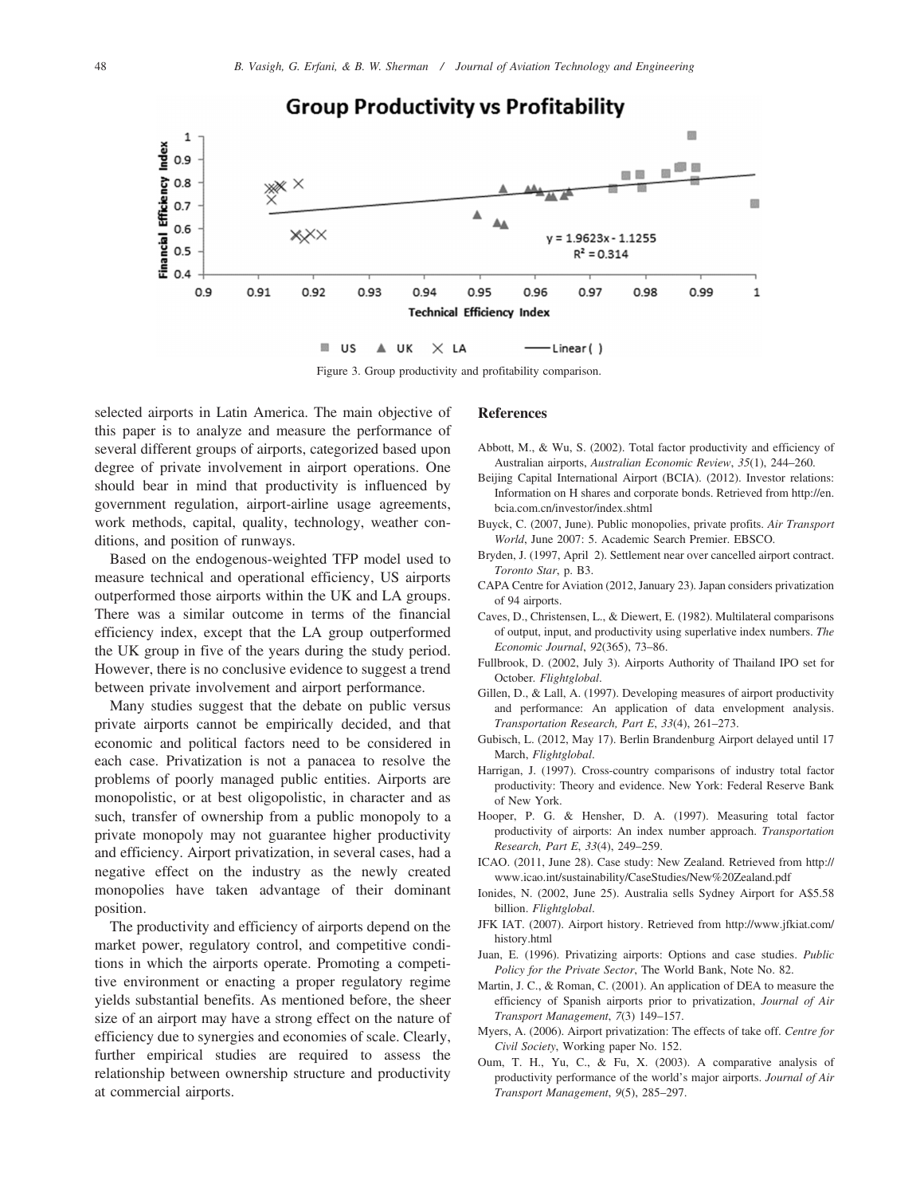Figure 3. Group productivity and profitability comparison.

selected airports in Latin America. The main objective of this paper is to analyze and measure the performance of several different groups of airports, categorized based upon degree of private involvement in airport operations. One should bear in mind that productivity is influenced by government regulation, airport-airline usage agreements, work methods, capital, quality, technology, weather conditions, and position of runways.

Based on the endogenous-weighted TFP model used to measure technical and operational efficiency, US airports outperformed those airports within the UK and LA groups. There was a similar outcome in terms of the financial efficiency index, except that the LA group outperformed the UK group in five of the years during the study period. However, there is no conclusive evidence to suggest a trend between private involvement and airport performance.

Many studies suggest that the debate on public versus private airports cannot be empirically decided, and that economic and political factors need to be considered in each case. Privatization is not a panacea to resolve the problems of poorly managed public entities. Airports are monopolistic, or at best oligopolistic, in character and as such, transfer of ownership from a public monopoly to a private monopoly may not guarantee higher productivity and efficiency. Airport privatization, in several cases, had a negative effect on the industry as the newly created monopolies have taken advantage of their dominant position.

The productivity and efficiency of airports depend on the market power, regulatory control, and competitive conditions in which the airports operate. Promoting a competitive environment or enacting a proper regulatory regime yields substantial benefits. As mentioned before, the sheer size of an airport may have a strong effect on the nature of efficiency due to synergies and economies of scale. Clearly, further empirical studies are required to assess the relationship between ownership structure and productivity at commercial airports.

## References

Abbott, M., & Wu, S. (2002). Total factor productivity and efficiency of Australian airports, *Australian Economic Review*, *35*(1), 244–260.

Beijing Capital International Airport (BCIA). (2012). Investor relations: Information on H shares and corporate bonds. Retrieved from http://en.bcia.com.cn/investor/index.shtml

Buyck, C. (2007, June). Public monopolies, private profits. *Air Transport World*, June 2007: 5. Academic Search Premier. EBSCO.

Bryden, J. (1997, April 2). Settlement near over cancelled airport contract. *Toronto Star*, p. B3.

CAPA Centre for Aviation (2012, January 23). Japan considers privatization of 94 airports.

Caves, D., Christensen, L., & Diewert, E. (1982). Multilateral comparisons of output, input, and productivity using superlative index numbers. *The Economic Journal*, *92*(365), 73–86.

Fullbrook, D. (2002, July 3). Airports Authority of Thailand IPO set for October. *Flightglobal*.

Gillen, D., & Lall, A. (1997). Developing measures of airport productivity and performance: An application of data envelopment analysis. *Transportation Research, Part E*, *33*(4), 261–273.

Gubisch, L. (2012, May 17). Berlin Brandenburg Airport delayed until 17 March, *Flightglobal*.

Harrigan, J. (1997). Cross-country comparisons of industry total factor productivity: Theory and evidence. New York: Federal Reserve Bank of New York.

Hooper, P. G. & Hensher, D. A. (1997). Measuring total factor productivity of airports: An index number approach. *Transportation Research, Part E*, *33*(4), 249–259.

ICAO. (2011, June 28). Case study: New Zealand. Retrieved from http://www.icao.int/sustainability/CaseStudies/New%20Zealand.pdf

Ionides, N. (2002, June 25). Australia sells Sydney Airport for A$5.58 billion. *Flightglobal*.

JFK IAT. (2007). Airport history. Retrieved from http://www.jfkiat.com/history.html

Juan, E. (1996). Privatizing airports: Options and case studies. *Public Policy for the Private Sector*, The World Bank, Note No. 82.

Martin, J. C., & Roman, C. (2001). An application of DEA to measure the efficiency of Spanish airports prior to privatization, *Journal of Air Transport Management*, *7*(3) 149–157.

Myers, A. (2006). Airport privatization: The effects of take off. *Centre for Civil Society*, Working paper No. 152.

Oum, T. H., Yu, C., & Fu, X. (2003). A comparative analysis of productivity performance of the world's major airports. *Journal of Air Transport Management*, *9*(5), 285–297.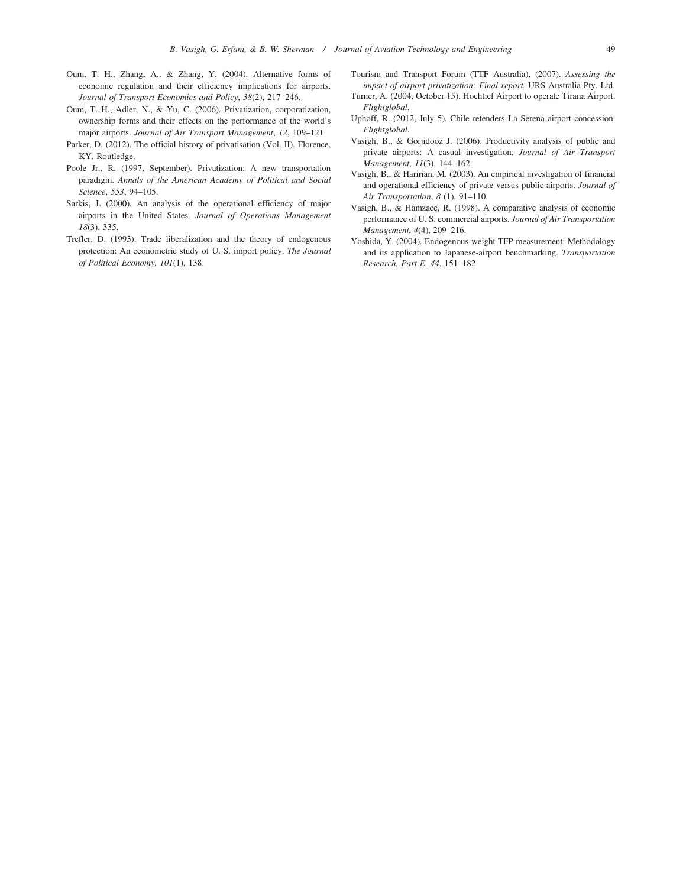Oum, T. H., Zhang, A., & Zhang, Y. (2004). Alternative forms of economic regulation and their efficiency implications for airports. *Journal of Transport Economics and Policy*, *38*(2), 217–246.

Oum, T. H., Adler, N., & Yu, C. (2006). Privatization, corporatization, ownership forms and their effects on the performance of the world's major airports. *Journal of Air Transport Management*, *12*, 109–121.

Parker, D. (2012). The official history of privatisation (Vol. II). Florence, KY. Routledge.

Poole Jr., R. (1997, September). Privatization: A new transportation paradigm. *Annals of the American Academy of Political and Social Science*, *553*, 94–105.

Sarkis, J. (2000). An analysis of the operational efficiency of major airports in the United States. *Journal of Operations Management* *18*(3), 335.

Trefler, D. (1993). Trade liberalization and the theory of endogenous protection: An econometric study of U. S. import policy. *The Journal of Political Economy*, *101*(1), 138.

Tourism and Transport Forum (TTF Australia), (2007). *Assessing the impact of airport privatization: Final report.* URS Australia Pty. Ltd.

Turner, A. (2004, October 15). Hochtief Airport to operate Tirana Airport. *Flightglobal*.

Uphoff, R. (2012, July 5). Chile retenders La Serena airport concession. *Flightglobal*.

Vasigh, B., & Gorjidooz J. (2006). Productivity analysis of public and private airports: A casual investigation. *Journal of Air Transport Management*, *11*(3), 144–162.

Vasigh, B., & Haririan, M. (2003). An empirical investigation of financial and operational efficiency of private versus public airports. *Journal of Air Transportation*, *8* (1), 91–110.

Vasigh, B., & Hamzaee, R. (1998). A comparative analysis of economic performance of U. S. commercial airports. *Journal of Air Transportation Management*, *4*(4), 209–216.

Yoshida, Y. (2004). Endogenous-weight TFP measurement: Methodology and its application to Japanese-airport benchmarking. *Transportation Research, Part E. 44*, 151–182.